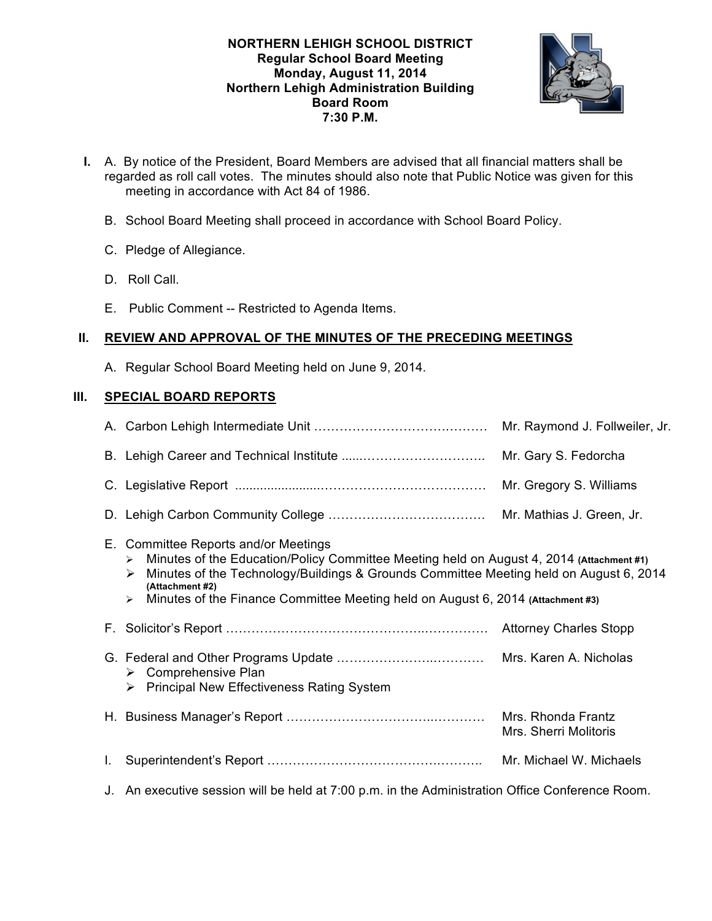**NORTHERN LEHIGH SCHOOL DISTRICT**
**Regular School Board Meeting**
**Monday, August 11, 2014**
**Northern Lehigh Administration Building**
**Board Room**
**7:30 P.M.**

**I.** A. By notice of the President, Board Members are advised that all financial matters shall be regarded as roll call votes. The minutes should also note that Public Notice was given for this meeting in accordance with Act 84 of 1986.

B. School Board Meeting shall proceed in accordance with School Board Policy.

C. Pledge of Allegiance.

D. Roll Call.

E. Public Comment -- Restricted to Agenda Items.

## II. REVIEW AND APPROVAL OF THE MINUTES OF THE PRECEDING MEETINGS

A. Regular School Board Meeting held on June 9, 2014.

## III. SPECIAL BOARD REPORTS

A. Carbon Lehigh Intermediate Unit …………………………………… Mr. Raymond J. Follweiler, Jr.

B. Lehigh Career and Technical Institute ......……………………….. Mr. Gary S. Fedorcha

C. Legislative Report ......................………………………………… Mr. Gregory S. Williams

D. Lehigh Carbon Community College ………………………………. Mr. Mathias J. Green, Jr.

E. Committee Reports and/or Meetings
- Minutes of the Education/Policy Committee Meeting held on August 4, 2014 **(Attachment #1)**
- Minutes of the Technology/Buildings & Grounds Committee Meeting held on August 6, 2014 **(Attachment #2)**
- Minutes of the Finance Committee Meeting held on August 6, 2014 **(Attachment #3)**

F. Solicitor's Report ……………………………………..……………. Attorney Charles Stopp

G. Federal and Other Programs Update ……………….…………. Mrs. Karen A. Nicholas
- Comprehensive Plan
- Principal New Effectiveness Rating System

H. Business Manager's Report …………………………..…………. Mrs. Rhonda Frantz
Mrs. Sherri Molitoris

I. Superintendent's Report ………………………………….……….. Mr. Michael W. Michaels

J. An executive session will be held at 7:00 p.m. in the Administration Office Conference Room.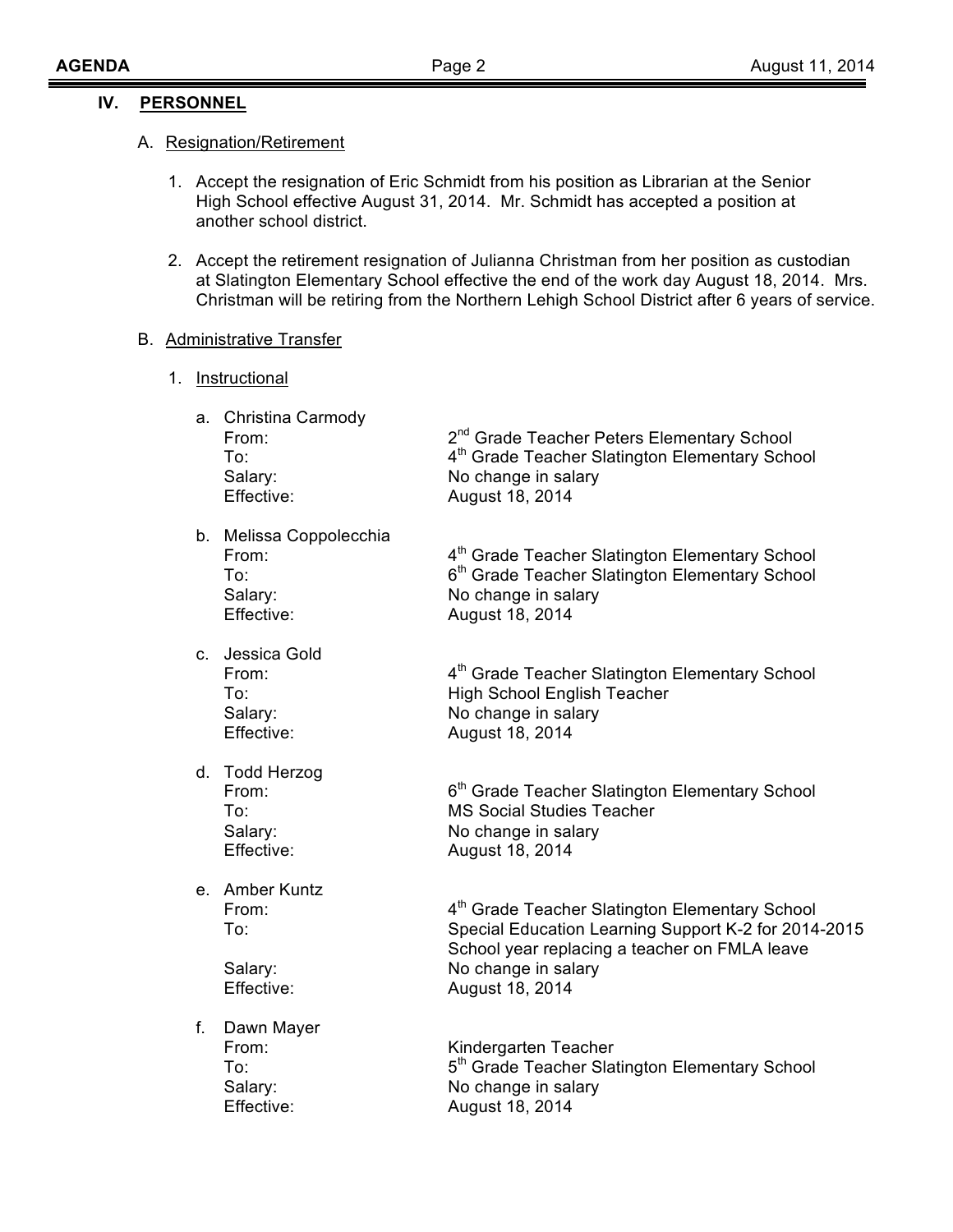## IV. PERSONNEL

### A. Resignation/Retirement

1. Accept the resignation of Eric Schmidt from his position as Librarian at the Senior High School effective August 31, 2014. Mr. Schmidt has accepted a position at another school district.

2. Accept the retirement resignation of Julianna Christman from her position as custodian at Slatington Elementary School effective the end of the work day August 18, 2014. Mrs. Christman will be retiring from the Northern Lehigh School District after 6 years of service.

### B. Administrative Transfer

1. Instructional

   a. Christina Carmody
      - From: 2nd Grade Teacher Peters Elementary School
      - To: 4th Grade Teacher Slatington Elementary School
      - Salary: No change in salary
      - Effective: August 18, 2014

   b. Melissa Coppolecchia
      - From: 4th Grade Teacher Slatington Elementary School
      - To: 6th Grade Teacher Slatington Elementary School
      - Salary: No change in salary
      - Effective: August 18, 2014

   c. Jessica Gold
      - From: 4th Grade Teacher Slatington Elementary School
      - To: High School English Teacher
      - Salary: No change in salary
      - Effective: August 18, 2014

   d. Todd Herzog
      - From: 6th Grade Teacher Slatington Elementary School
      - To: MS Social Studies Teacher
      - Salary: No change in salary
      - Effective: August 18, 2014

   e. Amber Kuntz
      - From: 4th Grade Teacher Slatington Elementary School
      - To: Special Education Learning Support K-2 for 2014-2015 School year replacing a teacher on FMLA leave
      - Salary: No change in salary
      - Effective: August 18, 2014

   f. Dawn Mayer
      - From: Kindergarten Teacher
      - To: 5th Grade Teacher Slatington Elementary School
      - Salary: No change in salary
      - Effective: August 18, 2014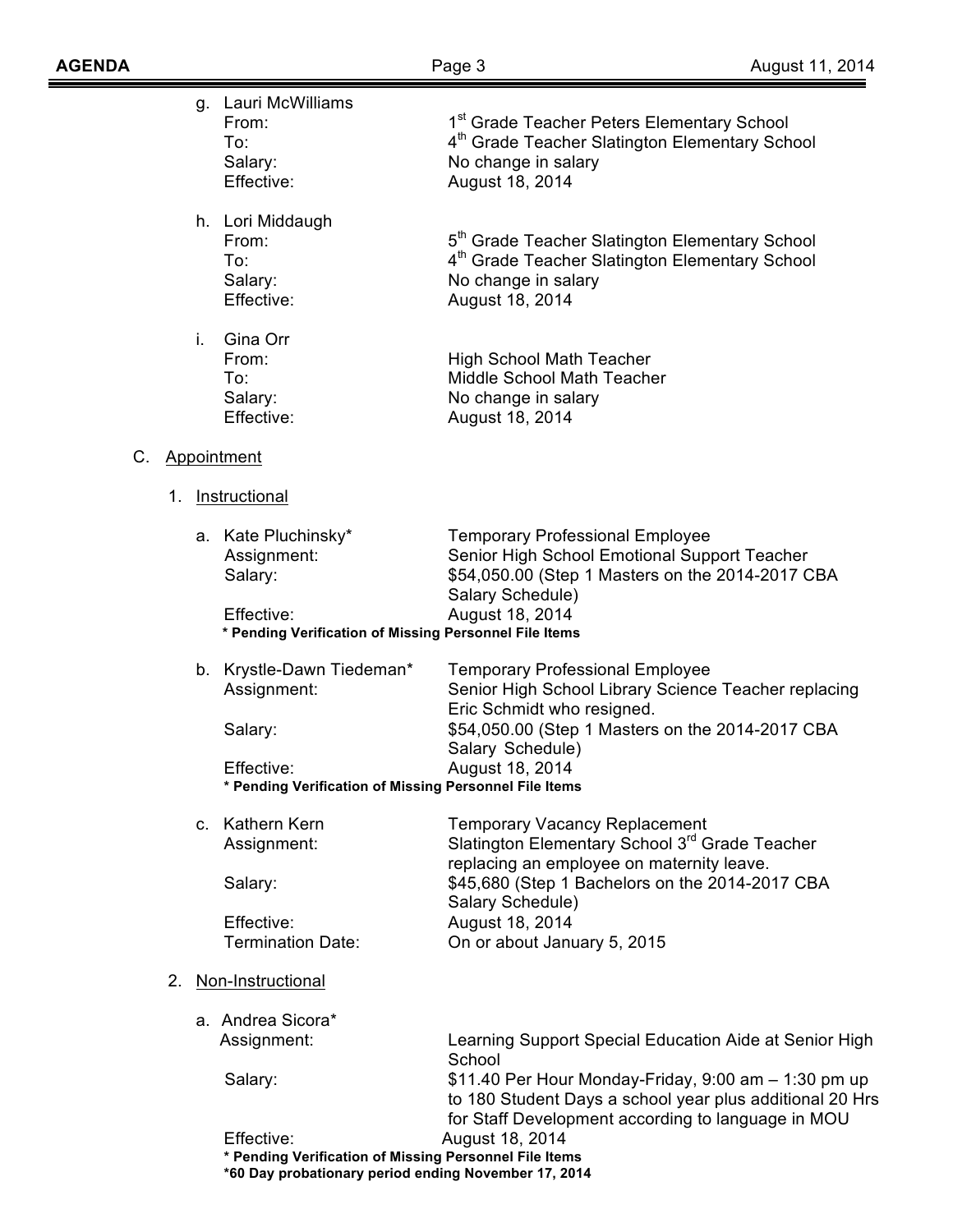g. Lauri McWilliams
   From: 1st Grade Teacher Peters Elementary School
   To: 4th Grade Teacher Slatington Elementary School
   Salary: No change in salary
   Effective: August 18, 2014

h. Lori Middaugh
   From: 5th Grade Teacher Slatington Elementary School
   To: 4th Grade Teacher Slatington Elementary School
   Salary: No change in salary
   Effective: August 18, 2014

i. Gina Orr
   From: High School Math Teacher
   To: Middle School Math Teacher
   Salary: No change in salary
   Effective: August 18, 2014

C. Appointment

1. Instructional

a. Kate Pluchinsky* — Temporary Professional Employee
   Assignment: Senior High School Emotional Support Teacher
   Salary: $54,050.00 (Step 1 Masters on the 2014-2017 CBA Salary Schedule)
   Effective: August 18, 2014
   **\* Pending Verification of Missing Personnel File Items**

b. Krystle-Dawn Tiedeman* — Temporary Professional Employee
   Assignment: Senior High School Library Science Teacher replacing Eric Schmidt who resigned.
   Salary: $54,050.00 (Step 1 Masters on the 2014-2017 CBA Salary Schedule)
   Effective: August 18, 2014
   **\* Pending Verification of Missing Personnel File Items**

c. Kathern Kern — Temporary Vacancy Replacement
   Assignment: Slatington Elementary School 3rd Grade Teacher replacing an employee on maternity leave.
   Salary: $45,680 (Step 1 Bachelors on the 2014-2017 CBA Salary Schedule)
   Effective: August 18, 2014
   Termination Date: On or about January 5, 2015

2. Non-Instructional

a. Andrea Sicora*
   Assignment: Learning Support Special Education Aide at Senior High School
   Salary: $11.40 Per Hour Monday-Friday, 9:00 am – 1:30 pm up to 180 Student Days a school year plus additional 20 Hrs for Staff Development according to language in MOU
   Effective: August 18, 2014
   **\* Pending Verification of Missing Personnel File Items**
   **\*60 Day probationary period ending November 17, 2014**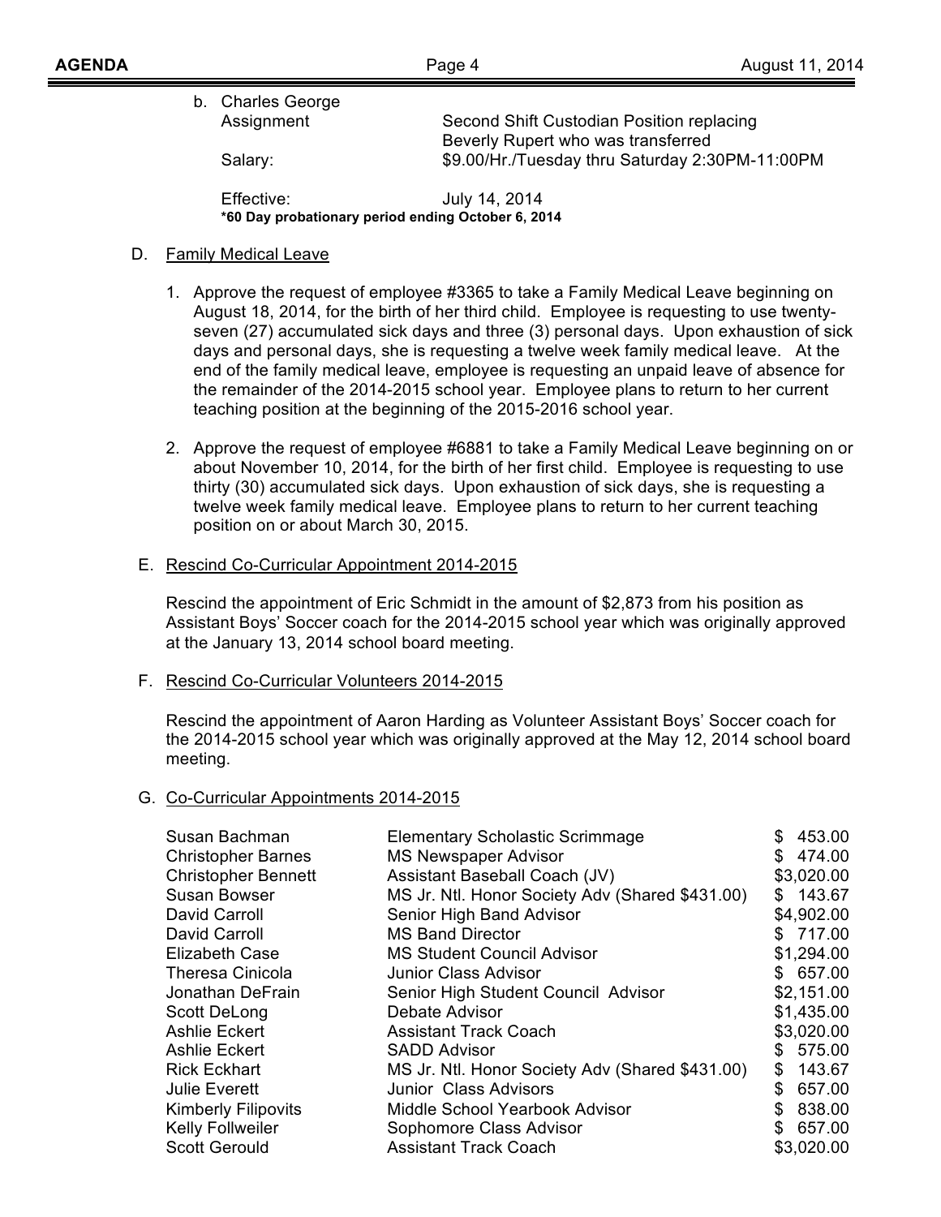b. Charles George

| | |
|---|---|
| Assignment | Second Shift Custodian Position replacing Beverly Rupert who was transferred |
| Salary: | $9.00/Hr./Tuesday thru Saturday 2:30PM-11:00PM |
| Effective: | July 14, 2014 |

**\*60 Day probationary period ending October 6, 2014**

D. Family Medical Leave

1. Approve the request of employee #3365 to take a Family Medical Leave beginning on August 18, 2014, for the birth of her third child. Employee is requesting to use twenty-seven (27) accumulated sick days and three (3) personal days. Upon exhaustion of sick days and personal days, she is requesting a twelve week family medical leave. At the end of the family medical leave, employee is requesting an unpaid leave of absence for the remainder of the 2014-2015 school year. Employee plans to return to her current teaching position at the beginning of the 2015-2016 school year.

2. Approve the request of employee #6881 to take a Family Medical Leave beginning on or about November 10, 2014, for the birth of her first child. Employee is requesting to use thirty (30) accumulated sick days. Upon exhaustion of sick days, she is requesting a twelve week family medical leave. Employee plans to return to her current teaching position on or about March 30, 2015.

E. Rescind Co-Curricular Appointment 2014-2015

Rescind the appointment of Eric Schmidt in the amount of $2,873 from his position as Assistant Boys' Soccer coach for the 2014-2015 school year which was originally approved at the January 13, 2014 school board meeting.

F. Rescind Co-Curricular Volunteers 2014-2015

Rescind the appointment of Aaron Harding as Volunteer Assistant Boys' Soccer coach for the 2014-2015 school year which was originally approved at the May 12, 2014 school board meeting.

G. Co-Curricular Appointments 2014-2015

| Name | Position | Amount |
|---|---|---|
| Susan Bachman | Elementary Scholastic Scrimmage | $ 453.00 |
| Christopher Barnes | MS Newspaper Advisor | $ 474.00 |
| Christopher Bennett | Assistant Baseball Coach (JV) | $3,020.00 |
| Susan Bowser | MS Jr. Ntl. Honor Society Adv (Shared $431.00) | $ 143.67 |
| David Carroll | Senior High Band Advisor | $4,902.00 |
| David Carroll | MS Band Director | $ 717.00 |
| Elizabeth Case | MS Student Council Advisor | $1,294.00 |
| Theresa Cinicola | Junior Class Advisor | $ 657.00 |
| Jonathan DeFrain | Senior High Student Council Advisor | $2,151.00 |
| Scott DeLong | Debate Advisor | $1,435.00 |
| Ashlie Eckert | Assistant Track Coach | $3,020.00 |
| Ashlie Eckert | SADD Advisor | $ 575.00 |
| Rick Eckhart | MS Jr. Ntl. Honor Society Adv (Shared $431.00) | $ 143.67 |
| Julie Everett | Junior Class Advisors | $ 657.00 |
| Kimberly Filipovits | Middle School Yearbook Advisor | $ 838.00 |
| Kelly Follweiler | Sophomore Class Advisor | $ 657.00 |
| Scott Gerould | Assistant Track Coach | $3,020.00 |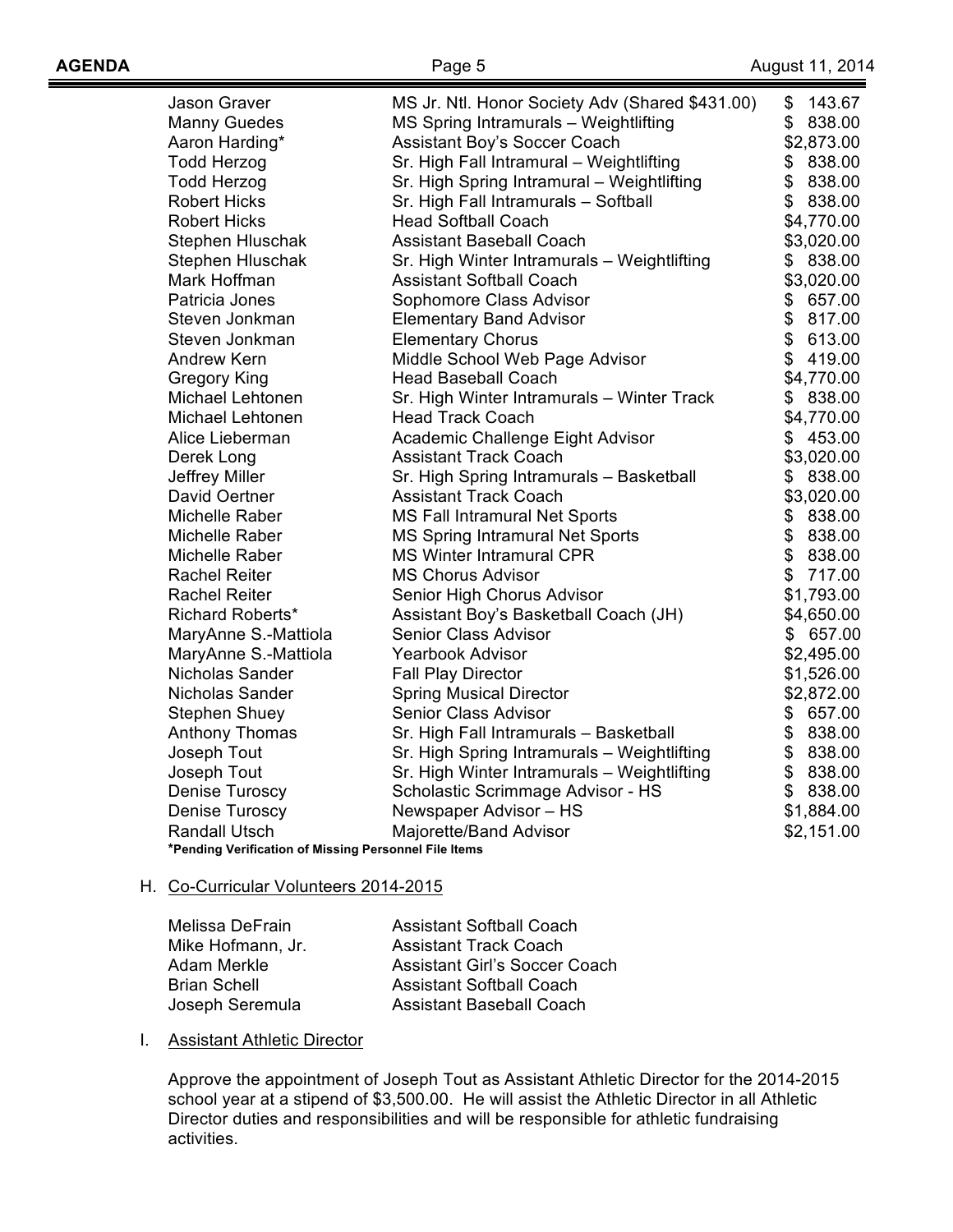| Name | Position | Stipend |
|---|---|---|
| Jason Graver | MS Jr. Ntl. Honor Society Adv (Shared $431.00) | $ 143.67 |
| Manny Guedes | MS Spring Intramurals – Weightlifting | $ 838.00 |
| Aaron Harding* | Assistant Boy's Soccer Coach | $2,873.00 |
| Todd Herzog | Sr. High Fall Intramural – Weightlifting | $ 838.00 |
| Todd Herzog | Sr. High Spring Intramural – Weightlifting | $ 838.00 |
| Robert Hicks | Sr. High Fall Intramurals – Softball | $ 838.00 |
| Robert Hicks | Head Softball Coach | $4,770.00 |
| Stephen Hluschak | Assistant Baseball Coach | $3,020.00 |
| Stephen Hluschak | Sr. High Winter Intramurals – Weightlifting | $ 838.00 |
| Mark Hoffman | Assistant Softball Coach | $3,020.00 |
| Patricia Jones | Sophomore Class Advisor | $ 657.00 |
| Steven Jonkman | Elementary Band Advisor | $ 817.00 |
| Steven Jonkman | Elementary Chorus | $ 613.00 |
| Andrew Kern | Middle School Web Page Advisor | $ 419.00 |
| Gregory King | Head Baseball Coach | $4,770.00 |
| Michael Lehtonen | Sr. High Winter Intramurals – Winter Track | $ 838.00 |
| Michael Lehtonen | Head Track Coach | $4,770.00 |
| Alice Lieberman | Academic Challenge Eight Advisor | $ 453.00 |
| Derek Long | Assistant Track Coach | $3,020.00 |
| Jeffrey Miller | Sr. High Spring Intramurals – Basketball | $ 838.00 |
| David Oertner | Assistant Track Coach | $3,020.00 |
| Michelle Raber | MS Fall Intramural Net Sports | $ 838.00 |
| Michelle Raber | MS Spring Intramural Net Sports | $ 838.00 |
| Michelle Raber | MS Winter Intramural CPR | $ 838.00 |
| Rachel Reiter | MS Chorus Advisor | $ 717.00 |
| Rachel Reiter | Senior High Chorus Advisor | $1,793.00 |
| Richard Roberts* | Assistant Boy's Basketball Coach (JH) | $4,650.00 |
| MaryAnne S.-Mattiola | Senior Class Advisor | $ 657.00 |
| MaryAnne S.-Mattiola | Yearbook Advisor | $2,495.00 |
| Nicholas Sander | Fall Play Director | $1,526.00 |
| Nicholas Sander | Spring Musical Director | $2,872.00 |
| Stephen Shuey | Senior Class Advisor | $ 657.00 |
| Anthony Thomas | Sr. High Fall Intramurals – Basketball | $ 838.00 |
| Joseph Tout | Sr. High Spring Intramurals – Weightlifting | $ 838.00 |
| Joseph Tout | Sr. High Winter Intramurals – Weightlifting | $ 838.00 |
| Denise Turoscy | Scholastic Scrimmage Advisor - HS | $ 838.00 |
| Denise Turoscy | Newspaper Advisor – HS | $1,884.00 |
| Randall Utsch | Majorette/Band Advisor | $2,151.00 |

***Pending Verification of Missing Personnel File Items**

H. Co-Curricular Volunteers 2014-2015

| Name | Position |
|---|---|
| Melissa DeFrain | Assistant Softball Coach |
| Mike Hofmann, Jr. | Assistant Track Coach |
| Adam Merkle | Assistant Girl's Soccer Coach |
| Brian Schell | Assistant Softball Coach |
| Joseph Seremula | Assistant Baseball Coach |

I. Assistant Athletic Director

Approve the appointment of Joseph Tout as Assistant Athletic Director for the 2014-2015 school year at a stipend of $3,500.00. He will assist the Athletic Director in all Athletic Director duties and responsibilities and will be responsible for athletic fundraising activities.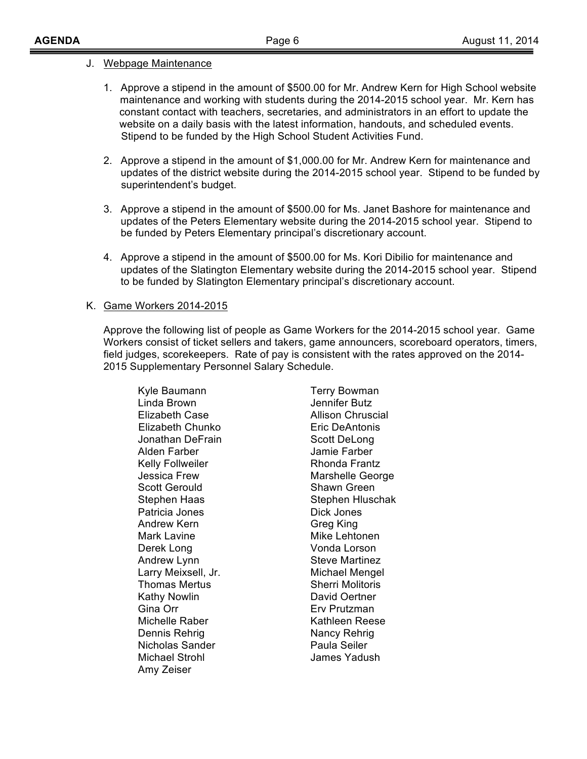J. Webpage Maintenance

1. Approve a stipend in the amount of $500.00 for Mr. Andrew Kern for High School website maintenance and working with students during the 2014-2015 school year. Mr. Kern has constant contact with teachers, secretaries, and administrators in an effort to update the website on a daily basis with the latest information, handouts, and scheduled events. Stipend to be funded by the High School Student Activities Fund.

2. Approve a stipend in the amount of $1,000.00 for Mr. Andrew Kern for maintenance and updates of the district website during the 2014-2015 school year. Stipend to be funded by superintendent's budget.

3. Approve a stipend in the amount of $500.00 for Ms. Janet Bashore for maintenance and updates of the Peters Elementary website during the 2014-2015 school year. Stipend to be funded by Peters Elementary principal's discretionary account.

4. Approve a stipend in the amount of $500.00 for Ms. Kori Dibilio for maintenance and updates of the Slatington Elementary website during the 2014-2015 school year. Stipend to be funded by Slatington Elementary principal's discretionary account.

K. Game Workers 2014-2015

Approve the following list of people as Game Workers for the 2014-2015 school year. Game Workers consist of ticket sellers and takers, game announcers, scoreboard operators, timers, field judges, scorekeepers. Rate of pay is consistent with the rates approved on the 2014-2015 Supplementary Personnel Salary Schedule.

Kyle Baumann
Terry Bowman
Linda Brown
Jennifer Butz
Elizabeth Case
Allison Chruscial
Elizabeth Chunko
Eric DeAntonis
Jonathan DeFrain
Scott DeLong
Alden Farber
Jamie Farber
Kelly Follweiler
Rhonda Frantz
Jessica Frew
Marshelle George
Scott Gerould
Shawn Green
Stephen Haas
Stephen Hluschak
Patricia Jones
Dick Jones
Andrew Kern
Greg King
Mark Lavine
Mike Lehtonen
Derek Long
Vonda Lorson
Andrew Lynn
Steve Martinez
Larry Meixsell, Jr.
Michael Mengel
Thomas Mertus
Sherri Molitoris
Kathy Nowlin
David Oertner
Gina Orr
Erv Prutzman
Michelle Raber
Kathleen Reese
Dennis Rehrig
Nancy Rehrig
Nicholas Sander
Paula Seiler
Michael Strohl
James Yadush
Amy Zeiser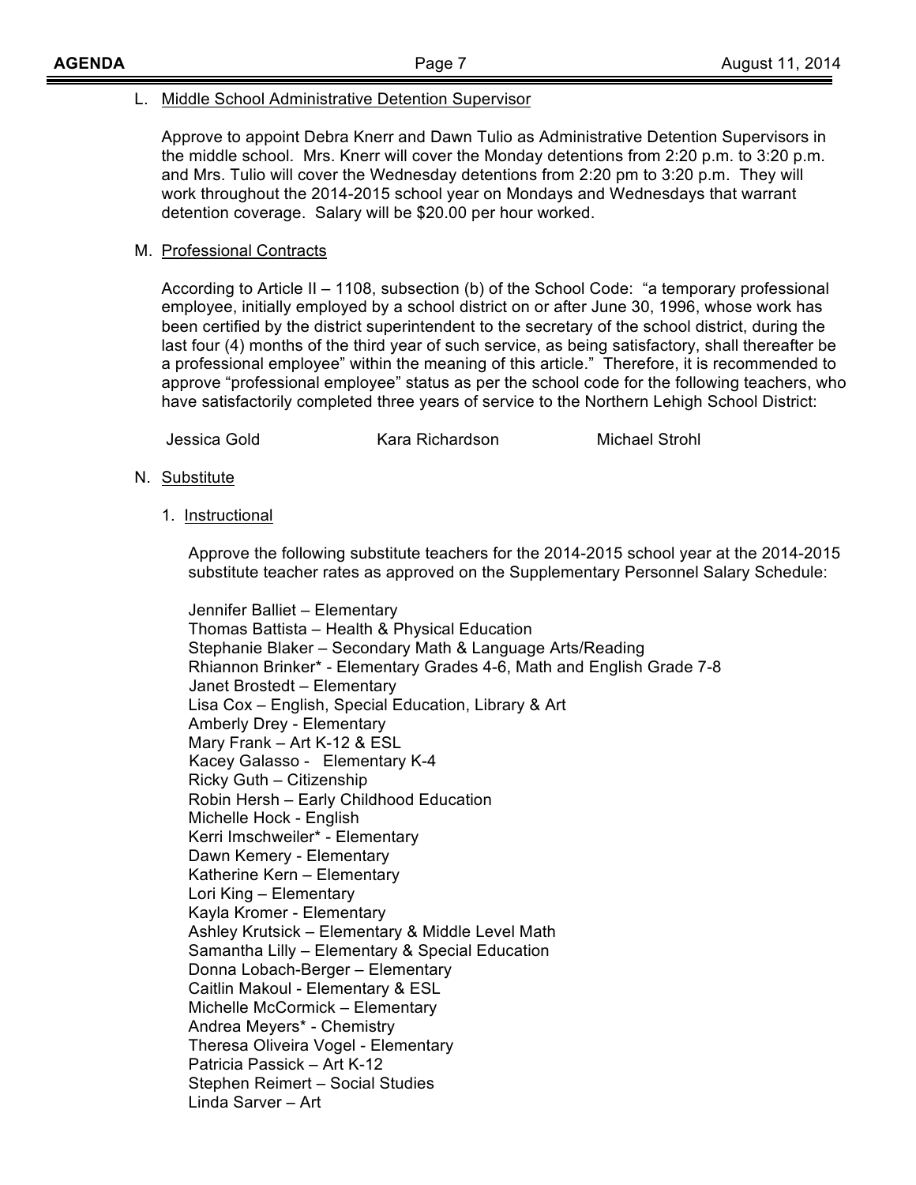L. Middle School Administrative Detention Supervisor

Approve to appoint Debra Knerr and Dawn Tulio as Administrative Detention Supervisors in the middle school. Mrs. Knerr will cover the Monday detentions from 2:20 p.m. to 3:20 p.m. and Mrs. Tulio will cover the Wednesday detentions from 2:20 pm to 3:20 p.m. They will work throughout the 2014-2015 school year on Mondays and Wednesdays that warrant detention coverage. Salary will be $20.00 per hour worked.

M. Professional Contracts

According to Article II – 1108, subsection (b) of the School Code: "a temporary professional employee, initially employed by a school district on or after June 30, 1996, whose work has been certified by the district superintendent to the secretary of the school district, during the last four (4) months of the third year of such service, as being satisfactory, shall thereafter be a professional employee" within the meaning of this article." Therefore, it is recommended to approve "professional employee" status as per the school code for the following teachers, who have satisfactorily completed three years of service to the Northern Lehigh School District:

Jessica Gold    Kara Richardson    Michael Strohl

N. Substitute

1. Instructional

Approve the following substitute teachers for the 2014-2015 school year at the 2014-2015 substitute teacher rates as approved on the Supplementary Personnel Salary Schedule:

Jennifer Balliet – Elementary
Thomas Battista – Health & Physical Education
Stephanie Blaker – Secondary Math & Language Arts/Reading
Rhiannon Brinker* - Elementary Grades 4-6, Math and English Grade 7-8
Janet Brostedt – Elementary
Lisa Cox – English, Special Education, Library & Art
Amberly Drey - Elementary
Mary Frank – Art K-12 & ESL
Kacey Galasso - Elementary K-4
Ricky Guth – Citizenship
Robin Hersh – Early Childhood Education
Michelle Hock - English
Kerri Imschweiler* - Elementary
Dawn Kemery - Elementary
Katherine Kern – Elementary
Lori King – Elementary
Kayla Kromer - Elementary
Ashley Krutsick – Elementary & Middle Level Math
Samantha Lilly – Elementary & Special Education
Donna Lobach-Berger – Elementary
Caitlin Makoul - Elementary & ESL
Michelle McCormick – Elementary
Andrea Meyers* - Chemistry
Theresa Oliveira Vogel - Elementary
Patricia Passick – Art K-12
Stephen Reimert – Social Studies
Linda Sarver – Art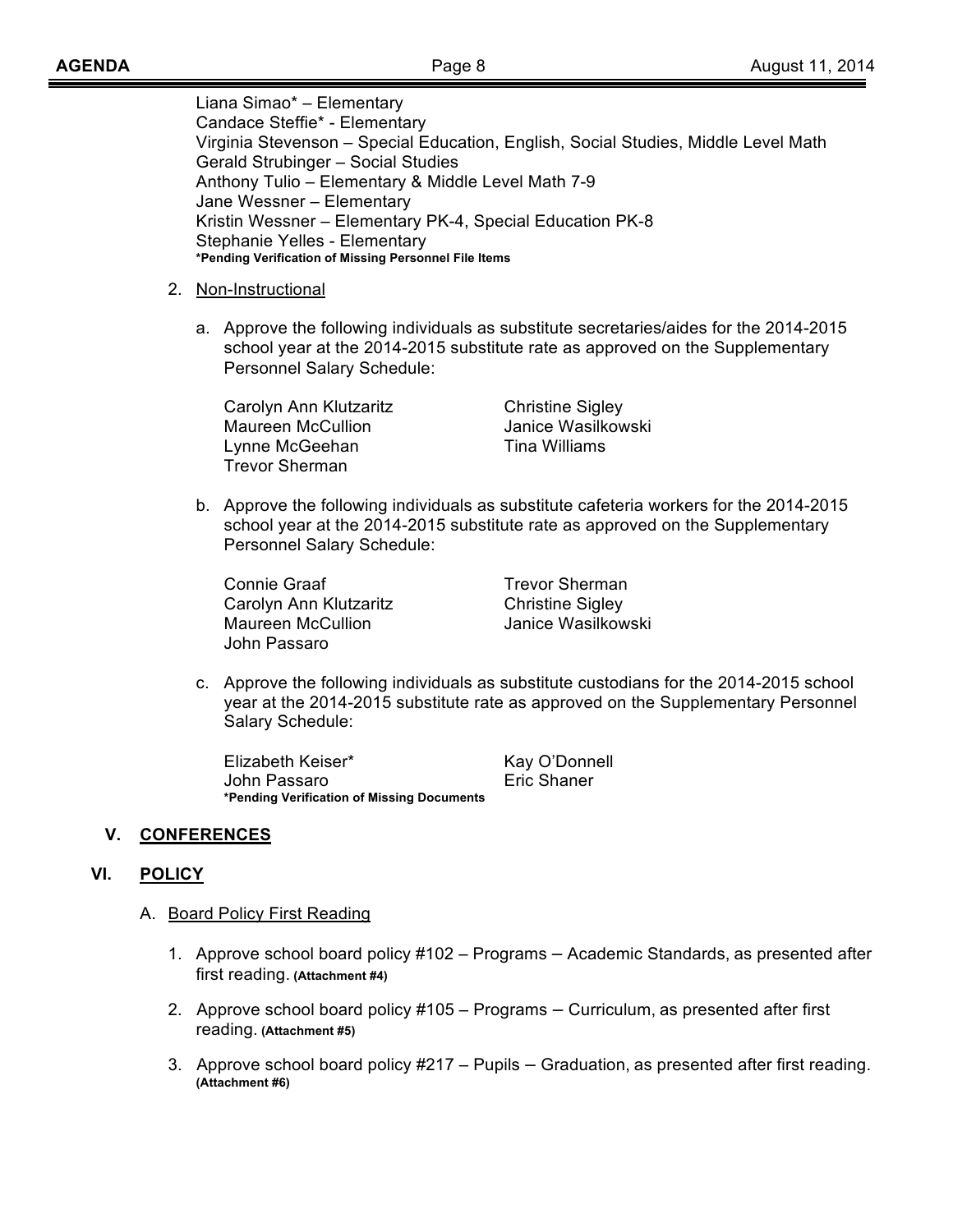Liana Simao* – Elementary
Candace Steffie* - Elementary
Virginia Stevenson – Special Education, English, Social Studies, Middle Level Math
Gerald Strubinger – Social Studies
Anthony Tulio – Elementary & Middle Level Math 7-9
Jane Wessner – Elementary
Kristin Wessner – Elementary PK-4, Special Education PK-8
Stephanie Yelles - Elementary
**\*Pending Verification of Missing Personnel File Items**

2. Non-Instructional

   a. Approve the following individuals as substitute secretaries/aides for the 2014-2015 school year at the 2014-2015 substitute rate as approved on the Supplementary Personnel Salary Schedule:

   Carolyn Ann Klutzaritz
   Maureen McCullion
   Lynne McGeehan
   Trevor Sherman
   Christine Sigley
   Janice Wasilkowski
   Tina Williams

   b. Approve the following individuals as substitute cafeteria workers for the 2014-2015 school year at the 2014-2015 substitute rate as approved on the Supplementary Personnel Salary Schedule:

   Connie Graaf
   Carolyn Ann Klutzaritz
   Maureen McCullion
   John Passaro
   Trevor Sherman
   Christine Sigley
   Janice Wasilkowski

   c. Approve the following individuals as substitute custodians for the 2014-2015 school year at the 2014-2015 substitute rate as approved on the Supplementary Personnel Salary Schedule:

   Elizabeth Keiser*
   John Passaro
   Kay O'Donnell
   Eric Shaner
   **\*Pending Verification of Missing Documents**

## V. CONFERENCES

## VI. POLICY

A. Board Policy First Reading

1. Approve school board policy #102 – Programs – Academic Standards, as presented after first reading. **(Attachment #4)**

2. Approve school board policy #105 – Programs – Curriculum, as presented after first reading. **(Attachment #5)**

3. Approve school board policy #217 – Pupils – Graduation, as presented after first reading. **(Attachment #6)**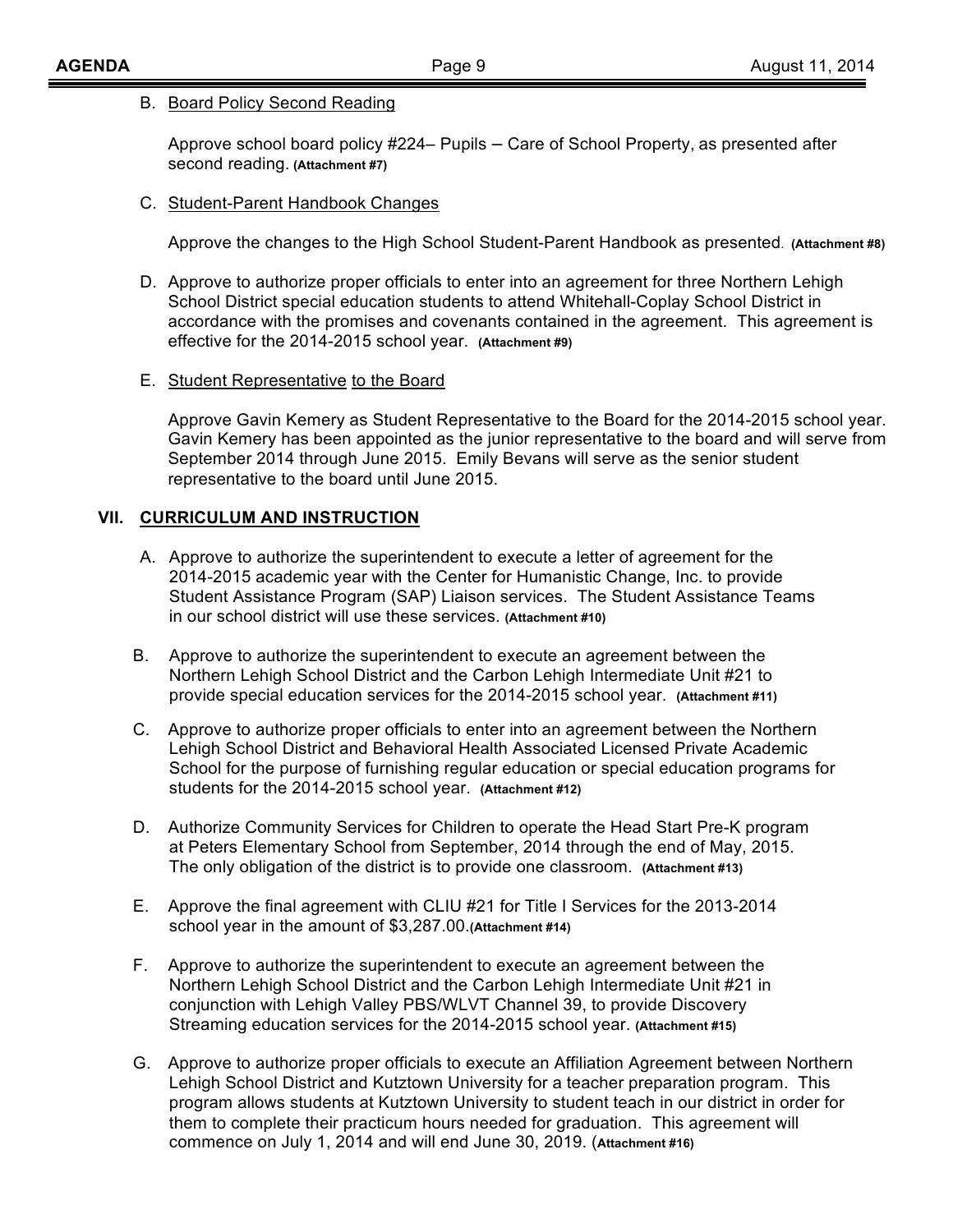B. Board Policy Second Reading

Approve school board policy #224– Pupils – Care of School Property, as presented after second reading. **(Attachment #7)**

C. Student-Parent Handbook Changes

Approve the changes to the High School Student-Parent Handbook as presented. **(Attachment #8)**

D. Approve to authorize proper officials to enter into an agreement for three Northern Lehigh School District special education students to attend Whitehall-Coplay School District in accordance with the promises and covenants contained in the agreement. This agreement is effective for the 2014-2015 school year. **(Attachment #9)**

E. Student Representative to the Board

Approve Gavin Kemery as Student Representative to the Board for the 2014-2015 school year. Gavin Kemery has been appointed as the junior representative to the board and will serve from September 2014 through June 2015. Emily Bevans will serve as the senior student representative to the board until June 2015.

## VII. CURRICULUM AND INSTRUCTION

A. Approve to authorize the superintendent to execute a letter of agreement for the 2014-2015 academic year with the Center for Humanistic Change, Inc. to provide Student Assistance Program (SAP) Liaison services. The Student Assistance Teams in our school district will use these services. **(Attachment #10)**

B. Approve to authorize the superintendent to execute an agreement between the Northern Lehigh School District and the Carbon Lehigh Intermediate Unit #21 to provide special education services for the 2014-2015 school year. **(Attachment #11)**

C. Approve to authorize proper officials to enter into an agreement between the Northern Lehigh School District and Behavioral Health Associated Licensed Private Academic School for the purpose of furnishing regular education or special education programs for students for the 2014-2015 school year. **(Attachment #12)**

D. Authorize Community Services for Children to operate the Head Start Pre-K program at Peters Elementary School from September, 2014 through the end of May, 2015. The only obligation of the district is to provide one classroom. **(Attachment #13)**

E. Approve the final agreement with CLIU #21 for Title I Services for the 2013-2014 school year in the amount of $3,287.00.**(Attachment #14)**

F. Approve to authorize the superintendent to execute an agreement between the Northern Lehigh School District and the Carbon Lehigh Intermediate Unit #21 in conjunction with Lehigh Valley PBS/WLVT Channel 39, to provide Discovery Streaming education services for the 2014-2015 school year. **(Attachment #15)**

G. Approve to authorize proper officials to execute an Affiliation Agreement between Northern Lehigh School District and Kutztown University for a teacher preparation program. This program allows students at Kutztown University to student teach in our district in order for them to complete their practicum hours needed for graduation. This agreement will commence on July 1, 2014 and will end June 30, 2019. (**Attachment #16)**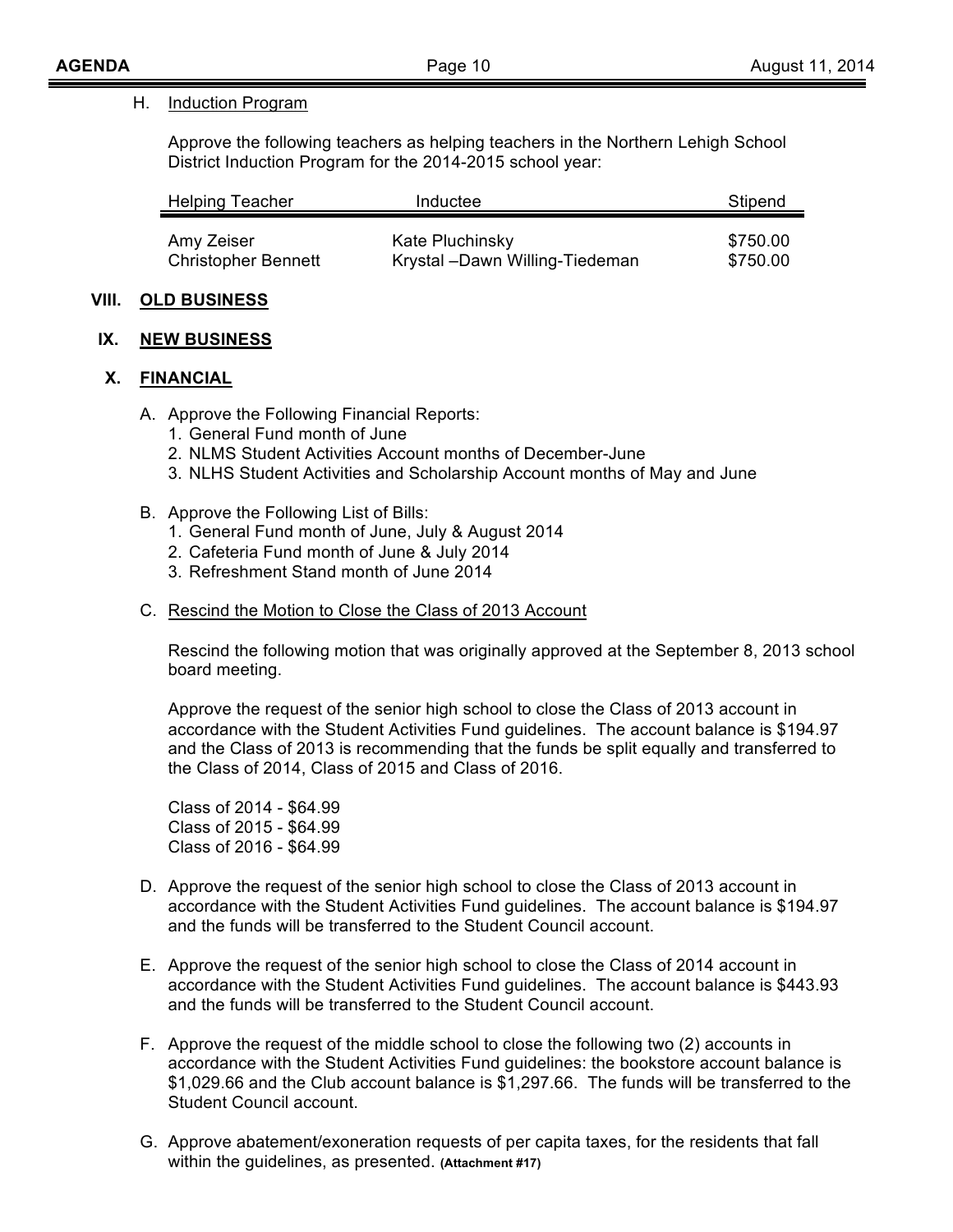H. Induction Program

Approve the following teachers as helping teachers in the Northern Lehigh School District Induction Program for the 2014-2015 school year:

| Helping Teacher | Inductee | Stipend |
| --- | --- | --- |
| Amy Zeiser | Kate Pluchinsky | $750.00 |
| Christopher Bennett | Krystal –Dawn Willing-Tiedeman | $750.00 |

## VIII. OLD BUSINESS

## IX. NEW BUSINESS

## X. FINANCIAL

A. Approve the Following Financial Reports:
   1. General Fund month of June
   2. NLMS Student Activities Account months of December-June
   3. NLHS Student Activities and Scholarship Account months of May and June

B. Approve the Following List of Bills:
   1. General Fund month of June, July & August 2014
   2. Cafeteria Fund month of June & July 2014
   3. Refreshment Stand month of June 2014

C. Rescind the Motion to Close the Class of 2013 Account

Rescind the following motion that was originally approved at the September 8, 2013 school board meeting.

Approve the request of the senior high school to close the Class of 2013 account in accordance with the Student Activities Fund guidelines. The account balance is $194.97 and the Class of 2013 is recommending that the funds be split equally and transferred to the Class of 2014, Class of 2015 and Class of 2016.

Class of 2014 - $64.99
Class of 2015 - $64.99
Class of 2016 - $64.99

D. Approve the request of the senior high school to close the Class of 2013 account in accordance with the Student Activities Fund guidelines. The account balance is $194.97 and the funds will be transferred to the Student Council account.

E. Approve the request of the senior high school to close the Class of 2014 account in accordance with the Student Activities Fund guidelines. The account balance is $443.93 and the funds will be transferred to the Student Council account.

F. Approve the request of the middle school to close the following two (2) accounts in accordance with the Student Activities Fund guidelines: the bookstore account balance is $1,029.66 and the Club account balance is $1,297.66. The funds will be transferred to the Student Council account.

G. Approve abatement/exoneration requests of per capita taxes, for the residents that fall within the guidelines, as presented. **(Attachment #17)**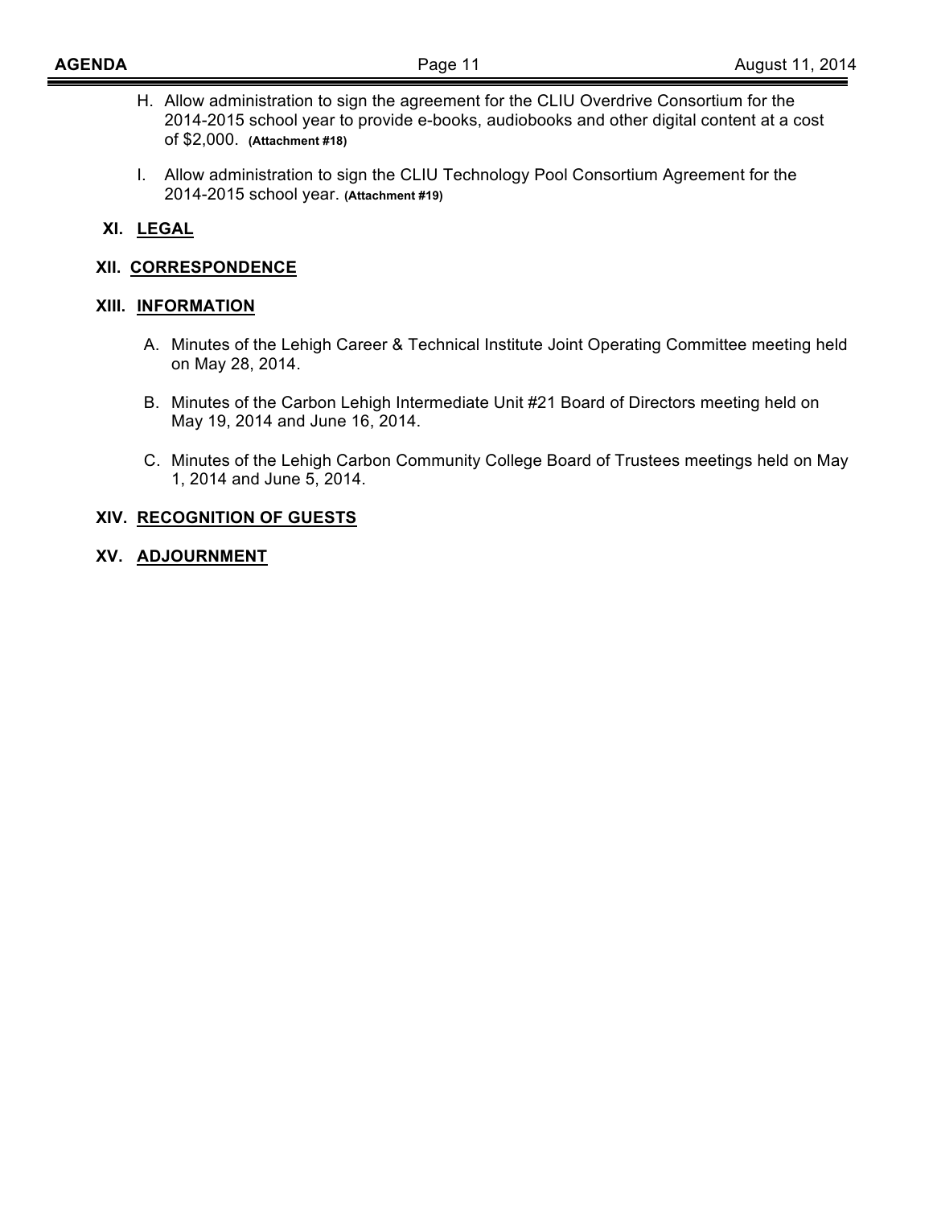H. Allow administration to sign the agreement for the CLIU Overdrive Consortium for the 2014-2015 school year to provide e-books, audiobooks and other digital content at a cost of $2,000. **(Attachment #18)**

I. Allow administration to sign the CLIU Technology Pool Consortium Agreement for the 2014-2015 school year. **(Attachment #19)**

## XI. LEGAL

## XII. CORRESPONDENCE

## XIII. INFORMATION

A. Minutes of the Lehigh Career & Technical Institute Joint Operating Committee meeting held on May 28, 2014.

B. Minutes of the Carbon Lehigh Intermediate Unit #21 Board of Directors meeting held on May 19, 2014 and June 16, 2014.

C. Minutes of the Lehigh Carbon Community College Board of Trustees meetings held on May 1, 2014 and June 5, 2014.

## XIV. RECOGNITION OF GUESTS

## XV. ADJOURNMENT